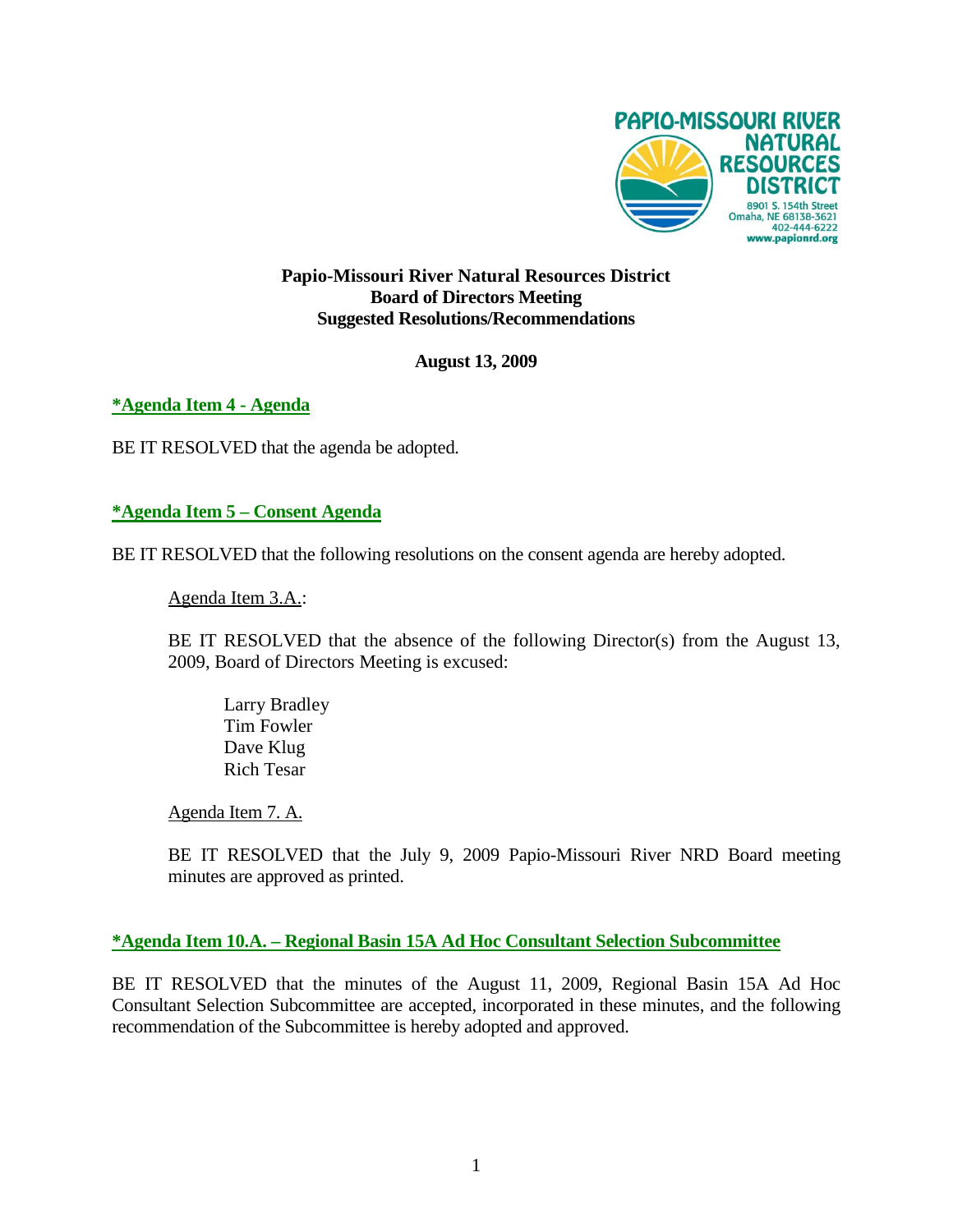PAPIO-MISSOURI RIVER NATURAL RESOURCES DISTRICT
8901 S. 154th Street
Omaha, NE 68138-3621
402-444-6222
www.papionrd.org

**Papio-Missouri River Natural Resources District**
**Board of Directors Meeting**
**Suggested Resolutions/Recommendations**

**August 13, 2009**

**\*Agenda Item 4 - Agenda**

BE IT RESOLVED that the agenda be adopted.

**\*Agenda Item 5 – Consent Agenda**

BE IT RESOLVED that the following resolutions on the consent agenda are hereby adopted.

Agenda Item 3.A.:

BE IT RESOLVED that the absence of the following Director(s) from the August 13, 2009, Board of Directors Meeting is excused:

Larry Bradley
Tim Fowler
Dave Klug
Rich Tesar

Agenda Item 7. A.

BE IT RESOLVED that the July 9, 2009 Papio-Missouri River NRD Board meeting minutes are approved as printed.

**\*Agenda Item 10.A. – Regional Basin 15A Ad Hoc Consultant Selection Subcommittee**

BE IT RESOLVED that the minutes of the August 11, 2009, Regional Basin 15A Ad Hoc Consultant Selection Subcommittee are accepted, incorporated in these minutes, and the following recommendation of the Subcommittee is hereby adopted and approved.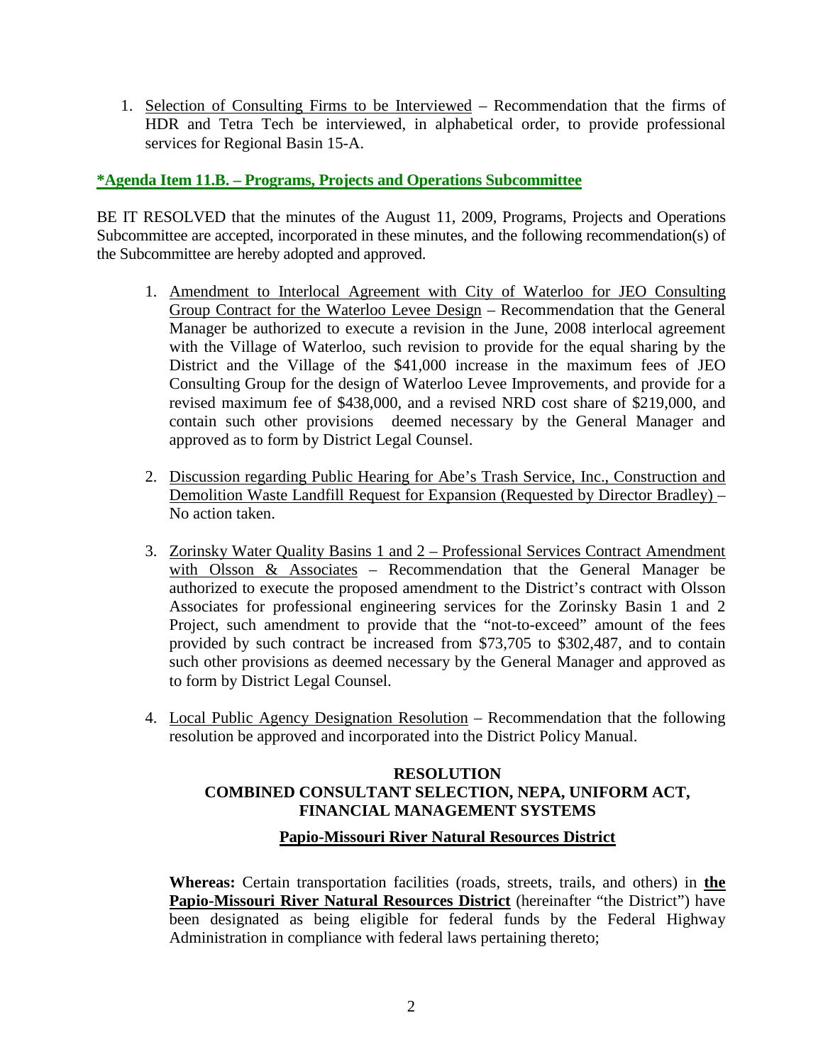1. Selection of Consulting Firms to be Interviewed – Recommendation that the firms of HDR and Tetra Tech be interviewed, in alphabetical order, to provide professional services for Regional Basin 15-A.

**\*Agenda Item 11.B. – Programs, Projects and Operations Subcommittee**

BE IT RESOLVED that the minutes of the August 11, 2009, Programs, Projects and Operations Subcommittee are accepted, incorporated in these minutes, and the following recommendation(s) of the Subcommittee are hereby adopted and approved.

1. Amendment to Interlocal Agreement with City of Waterloo for JEO Consulting Group Contract for the Waterloo Levee Design – Recommendation that the General Manager be authorized to execute a revision in the June, 2008 interlocal agreement with the Village of Waterloo, such revision to provide for the equal sharing by the District and the Village of the $41,000 increase in the maximum fees of JEO Consulting Group for the design of Waterloo Levee Improvements, and provide for a revised maximum fee of $438,000, and a revised NRD cost share of $219,000, and contain such other provisions deemed necessary by the General Manager and approved as to form by District Legal Counsel.

2. Discussion regarding Public Hearing for Abe's Trash Service, Inc., Construction and Demolition Waste Landfill Request for Expansion (Requested by Director Bradley) – No action taken.

3. Zorinsky Water Quality Basins 1 and 2 – Professional Services Contract Amendment with Olsson & Associates – Recommendation that the General Manager be authorized to execute the proposed amendment to the District's contract with Olsson Associates for professional engineering services for the Zorinsky Basin 1 and 2 Project, such amendment to provide that the "not-to-exceed" amount of the fees provided by such contract be increased from $73,705 to $302,487, and to contain such other provisions as deemed necessary by the General Manager and approved as to form by District Legal Counsel.

4. Local Public Agency Designation Resolution – Recommendation that the following resolution be approved and incorporated into the District Policy Manual.

**RESOLUTION**
**COMBINED CONSULTANT SELECTION, NEPA, UNIFORM ACT, FINANCIAL MANAGEMENT SYSTEMS**

**Papio-Missouri River Natural Resources District**

**Whereas:** Certain transportation facilities (roads, streets, trails, and others) in **the Papio-Missouri River Natural Resources District** (hereinafter "the District") have been designated as being eligible for federal funds by the Federal Highway Administration in compliance with federal laws pertaining thereto;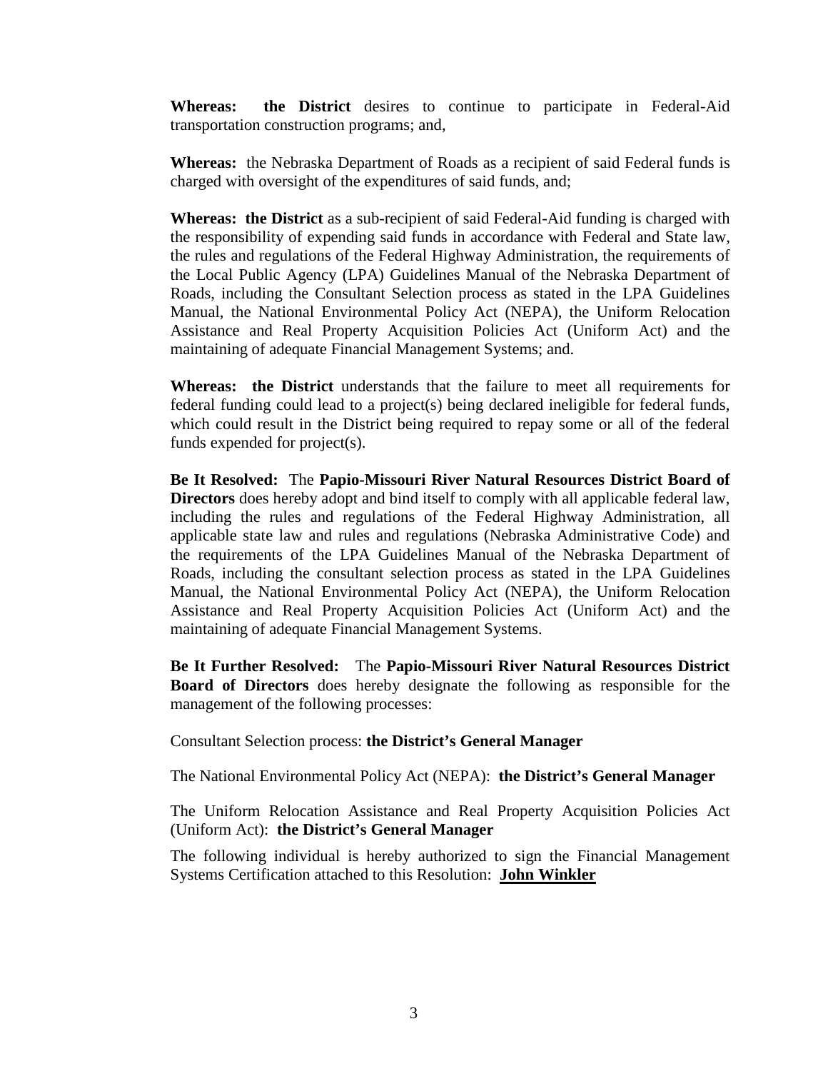**Whereas: the District** desires to continue to participate in Federal-Aid transportation construction programs; and,

**Whereas:** the Nebraska Department of Roads as a recipient of said Federal funds is charged with oversight of the expenditures of said funds, and;

**Whereas: the District** as a sub-recipient of said Federal-Aid funding is charged with the responsibility of expending said funds in accordance with Federal and State law, the rules and regulations of the Federal Highway Administration, the requirements of the Local Public Agency (LPA) Guidelines Manual of the Nebraska Department of Roads, including the Consultant Selection process as stated in the LPA Guidelines Manual, the National Environmental Policy Act (NEPA), the Uniform Relocation Assistance and Real Property Acquisition Policies Act (Uniform Act) and the maintaining of adequate Financial Management Systems; and.

**Whereas: the District** understands that the failure to meet all requirements for federal funding could lead to a project(s) being declared ineligible for federal funds, which could result in the District being required to repay some or all of the federal funds expended for project(s).

**Be It Resolved:** The **Papio-Missouri River Natural Resources District Board of Directors** does hereby adopt and bind itself to comply with all applicable federal law, including the rules and regulations of the Federal Highway Administration, all applicable state law and rules and regulations (Nebraska Administrative Code) and the requirements of the LPA Guidelines Manual of the Nebraska Department of Roads, including the consultant selection process as stated in the LPA Guidelines Manual, the National Environmental Policy Act (NEPA), the Uniform Relocation Assistance and Real Property Acquisition Policies Act (Uniform Act) and the maintaining of adequate Financial Management Systems.

**Be It Further Resolved:** The **Papio-Missouri River Natural Resources District Board of Directors** does hereby designate the following as responsible for the management of the following processes:

Consultant Selection process: **the District's General Manager**

The National Environmental Policy Act (NEPA): **the District's General Manager**

The Uniform Relocation Assistance and Real Property Acquisition Policies Act (Uniform Act): **the District's General Manager**

The following individual is hereby authorized to sign the Financial Management Systems Certification attached to this Resolution: **John Winkler**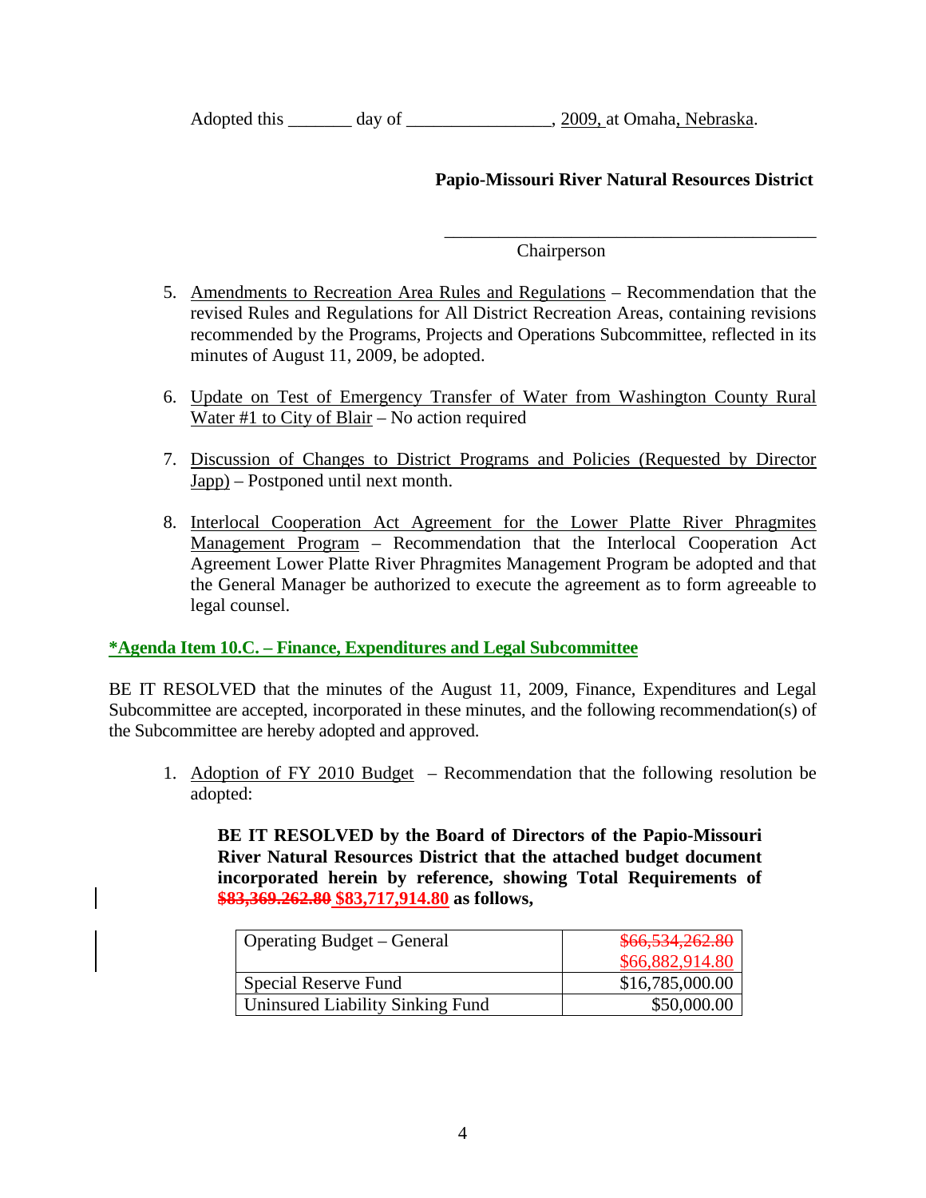Adopted this _______ day of ________________, 2009, at Omaha, Nebraska.

**Papio-Missouri River Natural Resources District**

\_\_\_\_\_\_\_\_\_\_\_\_\_\_\_\_\_\_\_\_\_\_\_\_\_\_\_\_\_\_\_\_\_\_\_\_\_\_\_\_\_\_
Chairperson

5. Amendments to Recreation Area Rules and Regulations – Recommendation that the revised Rules and Regulations for All District Recreation Areas, containing revisions recommended by the Programs, Projects and Operations Subcommittee, reflected in its minutes of August 11, 2009, be adopted.

6. Update on Test of Emergency Transfer of Water from Washington County Rural Water #1 to City of Blair – No action required

7. Discussion of Changes to District Programs and Policies (Requested by Director Japp) – Postponed until next month.

8. Interlocal Cooperation Act Agreement for the Lower Platte River Phragmites Management Program – Recommendation that the Interlocal Cooperation Act Agreement Lower Platte River Phragmites Management Program be adopted and that the General Manager be authorized to execute the agreement as to form agreeable to legal counsel.

**\*Agenda Item 10.C. – Finance, Expenditures and Legal Subcommittee**

BE IT RESOLVED that the minutes of the August 11, 2009, Finance, Expenditures and Legal Subcommittee are accepted, incorporated in these minutes, and the following recommendation(s) of the Subcommittee are hereby adopted and approved.

1. Adoption of FY 2010 Budget – Recommendation that the following resolution be adopted:

   **BE IT RESOLVED by the Board of Directors of the Papio-Missouri River Natural Resources District that the attached budget document incorporated herein by reference, showing Total Requirements of ~~$83,369.262.80~~ $83,717,914.80 as follows,**

| Operating Budget – General | ~~$66,534,262.80~~ $66,882,914.80 |
|---|---|
| Special Reserve Fund | $16,785,000.00 |
| Uninsured Liability Sinking Fund | $50,000.00 |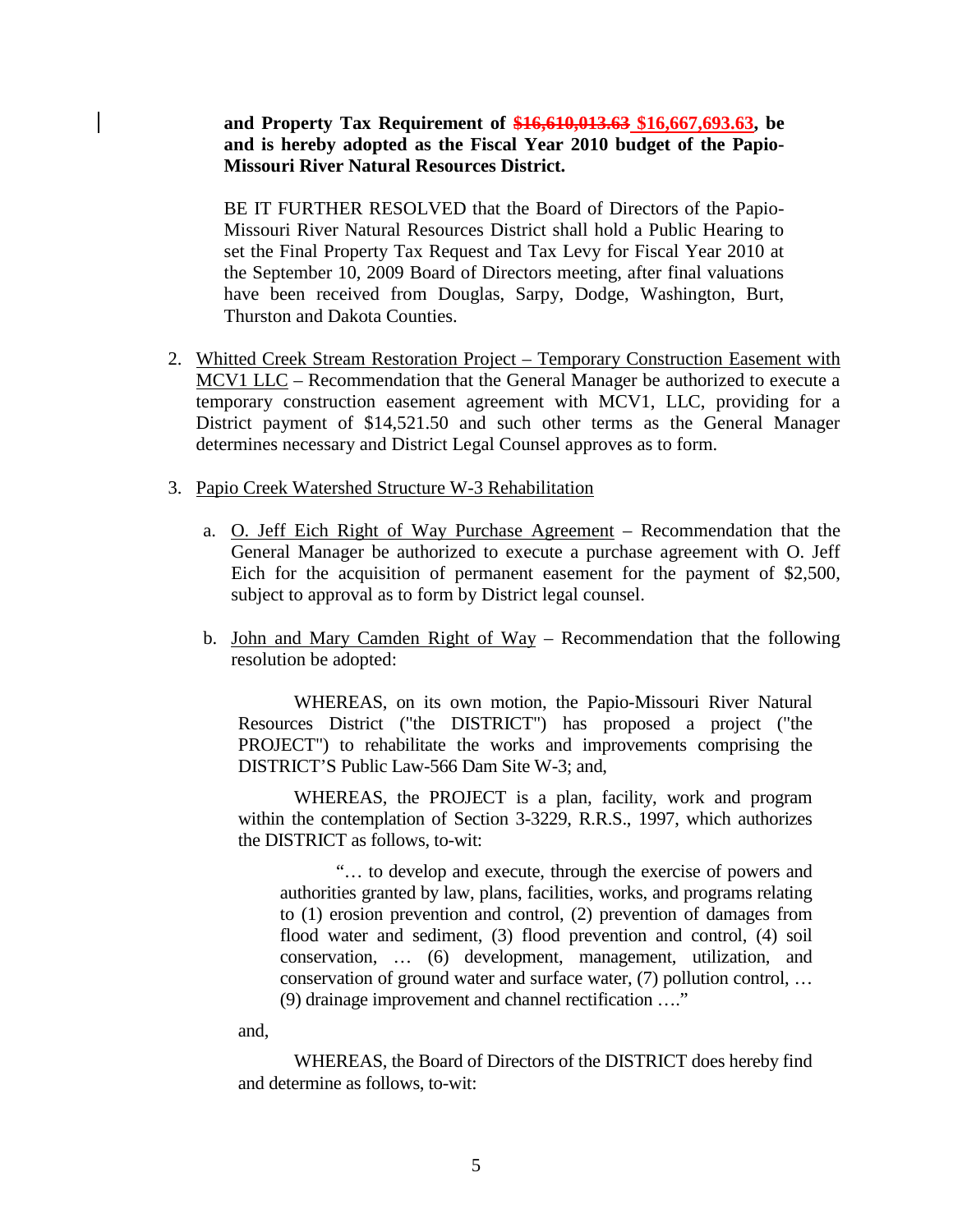**and Property Tax Requirement of ~~$16,610,013.63~~ $16,667,693.63, be and is hereby adopted as the Fiscal Year 2010 budget of the Papio-Missouri River Natural Resources District.**

BE IT FURTHER RESOLVED that the Board of Directors of the Papio-Missouri River Natural Resources District shall hold a Public Hearing to set the Final Property Tax Request and Tax Levy for Fiscal Year 2010 at the September 10, 2009 Board of Directors meeting, after final valuations have been received from Douglas, Sarpy, Dodge, Washington, Burt, Thurston and Dakota Counties.

2. Whitted Creek Stream Restoration Project – Temporary Construction Easement with MCV1 LLC – Recommendation that the General Manager be authorized to execute a temporary construction easement agreement with MCV1, LLC, providing for a District payment of $14,521.50 and such other terms as the General Manager determines necessary and District Legal Counsel approves as to form.

3. Papio Creek Watershed Structure W-3 Rehabilitation

   a. O. Jeff Eich Right of Way Purchase Agreement – Recommendation that the General Manager be authorized to execute a purchase agreement with O. Jeff Eich for the acquisition of permanent easement for the payment of $2,500, subject to approval as to form by District legal counsel.

   b. John and Mary Camden Right of Way – Recommendation that the following resolution be adopted:

      WHEREAS, on its own motion, the Papio-Missouri River Natural Resources District ("the DISTRICT") has proposed a project ("the PROJECT") to rehabilitate the works and improvements comprising the DISTRICT'S Public Law-566 Dam Site W-3; and,

      WHEREAS, the PROJECT is a plan, facility, work and program within the contemplation of Section 3-3229, R.R.S., 1997, which authorizes the DISTRICT as follows, to-wit:

      > "… to develop and execute, through the exercise of powers and authorities granted by law, plans, facilities, works, and programs relating to (1) erosion prevention and control, (2) prevention of damages from flood water and sediment, (3) flood prevention and control, (4) soil conservation, … (6) development, management, utilization, and conservation of ground water and surface water, (7) pollution control, … (9) drainage improvement and channel rectification …."

      and,

      WHEREAS, the Board of Directors of the DISTRICT does hereby find and determine as follows, to-wit: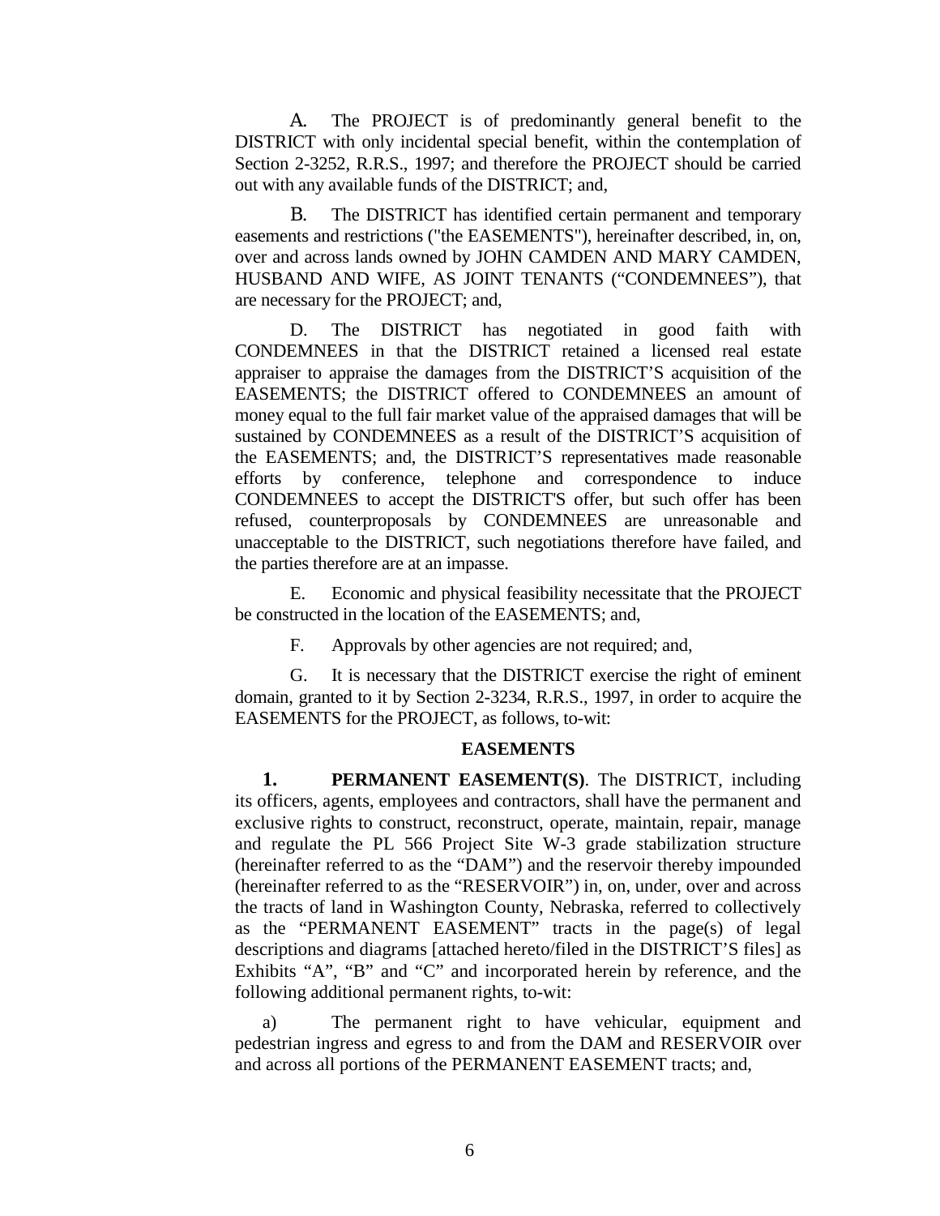A. The PROJECT is of predominantly general benefit to the DISTRICT with only incidental special benefit, within the contemplation of Section 2-3252, R.R.S., 1997; and therefore the PROJECT should be carried out with any available funds of the DISTRICT; and,

B. The DISTRICT has identified certain permanent and temporary easements and restrictions ("the EASEMENTS"), hereinafter described, in, on, over and across lands owned by JOHN CAMDEN AND MARY CAMDEN, HUSBAND AND WIFE, AS JOINT TENANTS ("CONDEMNEES"), that are necessary for the PROJECT; and,

D. The DISTRICT has negotiated in good faith with CONDEMNEES in that the DISTRICT retained a licensed real estate appraiser to appraise the damages from the DISTRICT'S acquisition of the EASEMENTS; the DISTRICT offered to CONDEMNEES an amount of money equal to the full fair market value of the appraised damages that will be sustained by CONDEMNEES as a result of the DISTRICT'S acquisition of the EASEMENTS; and, the DISTRICT'S representatives made reasonable efforts by conference, telephone and correspondence to induce CONDEMNEES to accept the DISTRICT'S offer, but such offer has been refused, counterproposals by CONDEMNEES are unreasonable and unacceptable to the DISTRICT, such negotiations therefore have failed, and the parties therefore are at an impasse.

E. Economic and physical feasibility necessitate that the PROJECT be constructed in the location of the EASEMENTS; and,

F. Approvals by other agencies are not required; and,

G. It is necessary that the DISTRICT exercise the right of eminent domain, granted to it by Section 2-3234, R.R.S., 1997, in order to acquire the EASEMENTS for the PROJECT, as follows, to-wit:

**EASEMENTS**

**1. PERMANENT EASEMENT(S)**. The DISTRICT, including its officers, agents, employees and contractors, shall have the permanent and exclusive rights to construct, reconstruct, operate, maintain, repair, manage and regulate the PL 566 Project Site W-3 grade stabilization structure (hereinafter referred to as the "DAM") and the reservoir thereby impounded (hereinafter referred to as the "RESERVOIR") in, on, under, over and across the tracts of land in Washington County, Nebraska, referred to collectively as the "PERMANENT EASEMENT" tracts in the page(s) of legal descriptions and diagrams [attached hereto/filed in the DISTRICT'S files] as Exhibits "A", "B" and "C" and incorporated herein by reference, and the following additional permanent rights, to-wit:

a) The permanent right to have vehicular, equipment and pedestrian ingress and egress to and from the DAM and RESERVOIR over and across all portions of the PERMANENT EASEMENT tracts; and,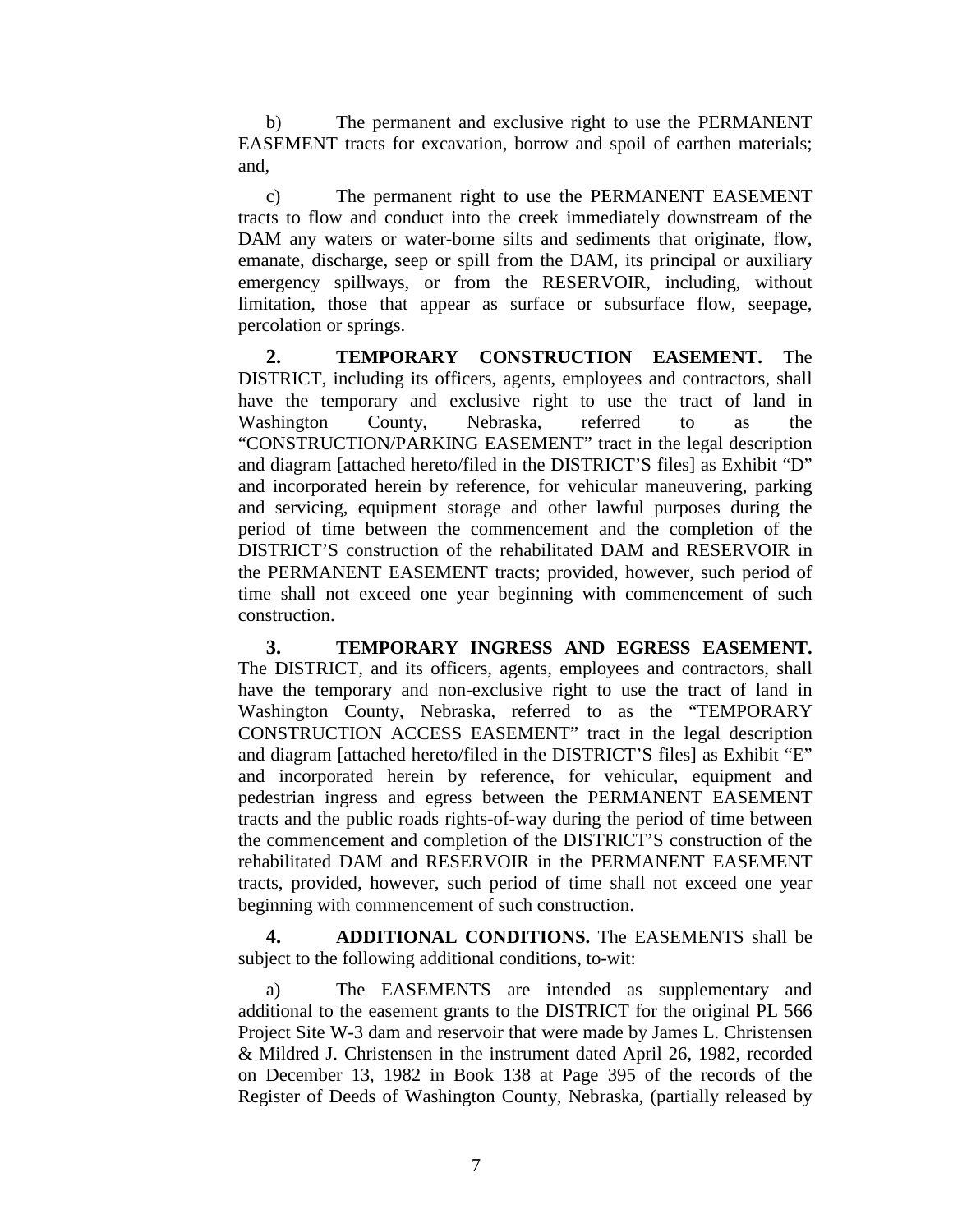b) The permanent and exclusive right to use the PERMANENT EASEMENT tracts for excavation, borrow and spoil of earthen materials; and,

c) The permanent right to use the PERMANENT EASEMENT tracts to flow and conduct into the creek immediately downstream of the DAM any waters or water-borne silts and sediments that originate, flow, emanate, discharge, seep or spill from the DAM, its principal or auxiliary emergency spillways, or from the RESERVOIR, including, without limitation, those that appear as surface or subsurface flow, seepage, percolation or springs.

**2. TEMPORARY CONSTRUCTION EASEMENT.** The DISTRICT, including its officers, agents, employees and contractors, shall have the temporary and exclusive right to use the tract of land in Washington County, Nebraska, referred to as the "CONSTRUCTION/PARKING EASEMENT" tract in the legal description and diagram [attached hereto/filed in the DISTRICT'S files] as Exhibit "D" and incorporated herein by reference, for vehicular maneuvering, parking and servicing, equipment storage and other lawful purposes during the period of time between the commencement and the completion of the DISTRICT'S construction of the rehabilitated DAM and RESERVOIR in the PERMANENT EASEMENT tracts; provided, however, such period of time shall not exceed one year beginning with commencement of such construction.

**3. TEMPORARY INGRESS AND EGRESS EASEMENT.** The DISTRICT, and its officers, agents, employees and contractors, shall have the temporary and non-exclusive right to use the tract of land in Washington County, Nebraska, referred to as the "TEMPORARY CONSTRUCTION ACCESS EASEMENT" tract in the legal description and diagram [attached hereto/filed in the DISTRICT'S files] as Exhibit "E" and incorporated herein by reference, for vehicular, equipment and pedestrian ingress and egress between the PERMANENT EASEMENT tracts and the public roads rights-of-way during the period of time between the commencement and completion of the DISTRICT'S construction of the rehabilitated DAM and RESERVOIR in the PERMANENT EASEMENT tracts, provided, however, such period of time shall not exceed one year beginning with commencement of such construction.

**4. ADDITIONAL CONDITIONS.** The EASEMENTS shall be subject to the following additional conditions, to-wit:

a) The EASEMENTS are intended as supplementary and additional to the easement grants to the DISTRICT for the original PL 566 Project Site W-3 dam and reservoir that were made by James L. Christensen & Mildred J. Christensen in the instrument dated April 26, 1982, recorded on December 13, 1982 in Book 138 at Page 395 of the records of the Register of Deeds of Washington County, Nebraska, (partially released by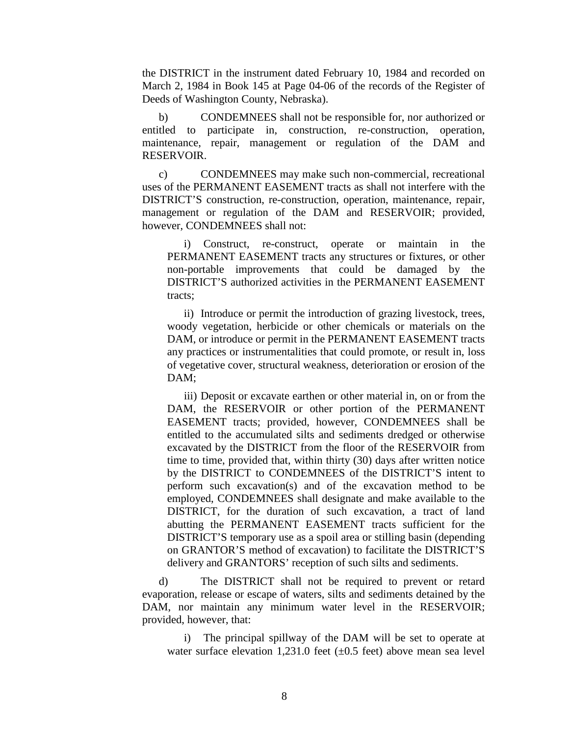the DISTRICT in the instrument dated February 10, 1984 and recorded on March 2, 1984 in Book 145 at Page 04-06 of the records of the Register of Deeds of Washington County, Nebraska).

b) CONDEMNEES shall not be responsible for, nor authorized or entitled to participate in, construction, re-construction, operation, maintenance, repair, management or regulation of the DAM and RESERVOIR.

c) CONDEMNEES may make such non-commercial, recreational uses of the PERMANENT EASEMENT tracts as shall not interfere with the DISTRICT'S construction, re-construction, operation, maintenance, repair, management or regulation of the DAM and RESERVOIR; provided, however, CONDEMNEES shall not:

i) Construct, re-construct, operate or maintain in the PERMANENT EASEMENT tracts any structures or fixtures, or other non-portable improvements that could be damaged by the DISTRICT'S authorized activities in the PERMANENT EASEMENT tracts;

ii) Introduce or permit the introduction of grazing livestock, trees, woody vegetation, herbicide or other chemicals or materials on the DAM, or introduce or permit in the PERMANENT EASEMENT tracts any practices or instrumentalities that could promote, or result in, loss of vegetative cover, structural weakness, deterioration or erosion of the DAM;

iii) Deposit or excavate earthen or other material in, on or from the DAM, the RESERVOIR or other portion of the PERMANENT EASEMENT tracts; provided, however, CONDEMNEES shall be entitled to the accumulated silts and sediments dredged or otherwise excavated by the DISTRICT from the floor of the RESERVOIR from time to time, provided that, within thirty (30) days after written notice by the DISTRICT to CONDEMNEES of the DISTRICT'S intent to perform such excavation(s) and of the excavation method to be employed, CONDEMNEES shall designate and make available to the DISTRICT, for the duration of such excavation, a tract of land abutting the PERMANENT EASEMENT tracts sufficient for the DISTRICT'S temporary use as a spoil area or stilling basin (depending on GRANTOR'S method of excavation) to facilitate the DISTRICT'S delivery and GRANTORS' reception of such silts and sediments.

d) The DISTRICT shall not be required to prevent or retard evaporation, release or escape of waters, silts and sediments detained by the DAM, nor maintain any minimum water level in the RESERVOIR; provided, however, that:

i) The principal spillway of the DAM will be set to operate at water surface elevation 1,231.0 feet (±0.5 feet) above mean sea level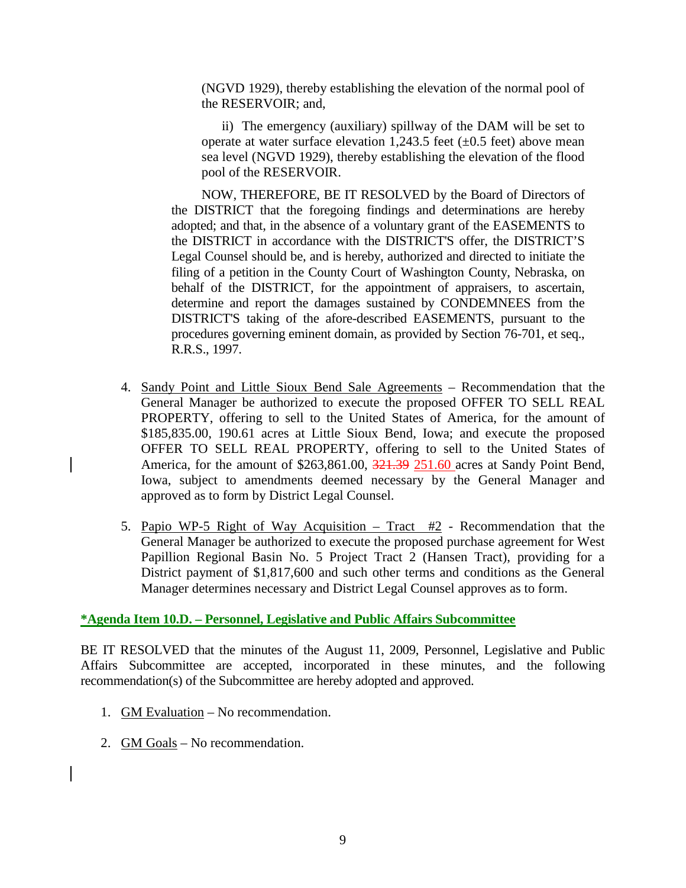(NGVD 1929), thereby establishing the elevation of the normal pool of the RESERVOIR; and,

ii) The emergency (auxiliary) spillway of the DAM will be set to operate at water surface elevation 1,243.5 feet (±0.5 feet) above mean sea level (NGVD 1929), thereby establishing the elevation of the flood pool of the RESERVOIR.

NOW, THEREFORE, BE IT RESOLVED by the Board of Directors of the DISTRICT that the foregoing findings and determinations are hereby adopted; and that, in the absence of a voluntary grant of the EASEMENTS to the DISTRICT in accordance with the DISTRICT'S offer, the DISTRICT'S Legal Counsel should be, and is hereby, authorized and directed to initiate the filing of a petition in the County Court of Washington County, Nebraska, on behalf of the DISTRICT, for the appointment of appraisers, to ascertain, determine and report the damages sustained by CONDEMNEES from the DISTRICT'S taking of the afore-described EASEMENTS, pursuant to the procedures governing eminent domain, as provided by Section 76-701, et seq., R.R.S., 1997.

4. Sandy Point and Little Sioux Bend Sale Agreements – Recommendation that the General Manager be authorized to execute the proposed OFFER TO SELL REAL PROPERTY, offering to sell to the United States of America, for the amount of $185,835.00, 190.61 acres at Little Sioux Bend, Iowa; and execute the proposed OFFER TO SELL REAL PROPERTY, offering to sell to the United States of America, for the amount of $263,861.00, ~~321.39~~ 251.60 acres at Sandy Point Bend, Iowa, subject to amendments deemed necessary by the General Manager and approved as to form by District Legal Counsel.

5. Papio WP-5 Right of Way Acquisition – Tract #2 - Recommendation that the General Manager be authorized to execute the proposed purchase agreement for West Papillion Regional Basin No. 5 Project Tract 2 (Hansen Tract), providing for a District payment of $1,817,600 and such other terms and conditions as the General Manager determines necessary and District Legal Counsel approves as to form.

**\*Agenda Item 10.D. – Personnel, Legislative and Public Affairs Subcommittee**

BE IT RESOLVED that the minutes of the August 11, 2009, Personnel, Legislative and Public Affairs Subcommittee are accepted, incorporated in these minutes, and the following recommendation(s) of the Subcommittee are hereby adopted and approved.

1. GM Evaluation – No recommendation.

2. GM Goals – No recommendation.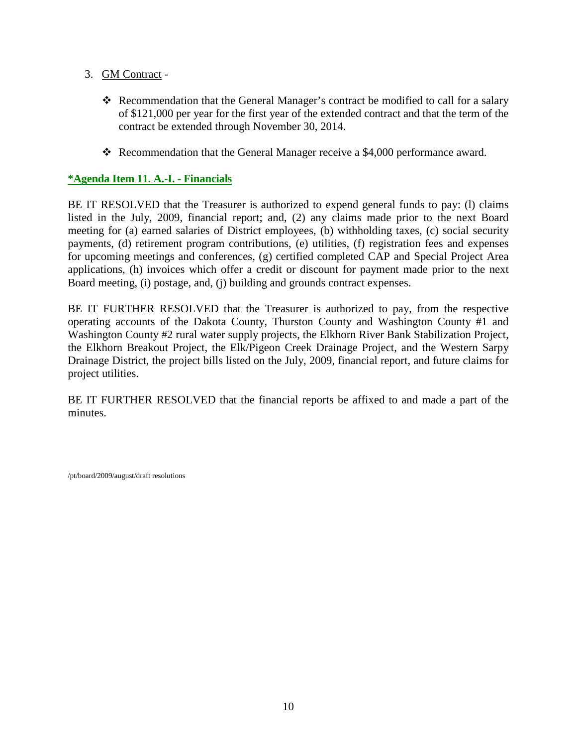3. GM Contract -

   - ❖ Recommendation that the General Manager's contract be modified to call for a salary of $121,000 per year for the first year of the extended contract and that the term of the contract be extended through November 30, 2014.

   - ❖ Recommendation that the General Manager receive a $4,000 performance award.

**\*Agenda Item 11. A.-I. - Financials**

BE IT RESOLVED that the Treasurer is authorized to expend general funds to pay: (l) claims listed in the July, 2009, financial report; and, (2) any claims made prior to the next Board meeting for (a) earned salaries of District employees, (b) withholding taxes, (c) social security payments, (d) retirement program contributions, (e) utilities, (f) registration fees and expenses for upcoming meetings and conferences, (g) certified completed CAP and Special Project Area applications, (h) invoices which offer a credit or discount for payment made prior to the next Board meeting, (i) postage, and, (j) building and grounds contract expenses.

BE IT FURTHER RESOLVED that the Treasurer is authorized to pay, from the respective operating accounts of the Dakota County, Thurston County and Washington County #1 and Washington County #2 rural water supply projects, the Elkhorn River Bank Stabilization Project, the Elkhorn Breakout Project, the Elk/Pigeon Creek Drainage Project, and the Western Sarpy Drainage District, the project bills listed on the July, 2009, financial report, and future claims for project utilities.

BE IT FURTHER RESOLVED that the financial reports be affixed to and made a part of the minutes.

/pt/board/2009/august/draft resolutions